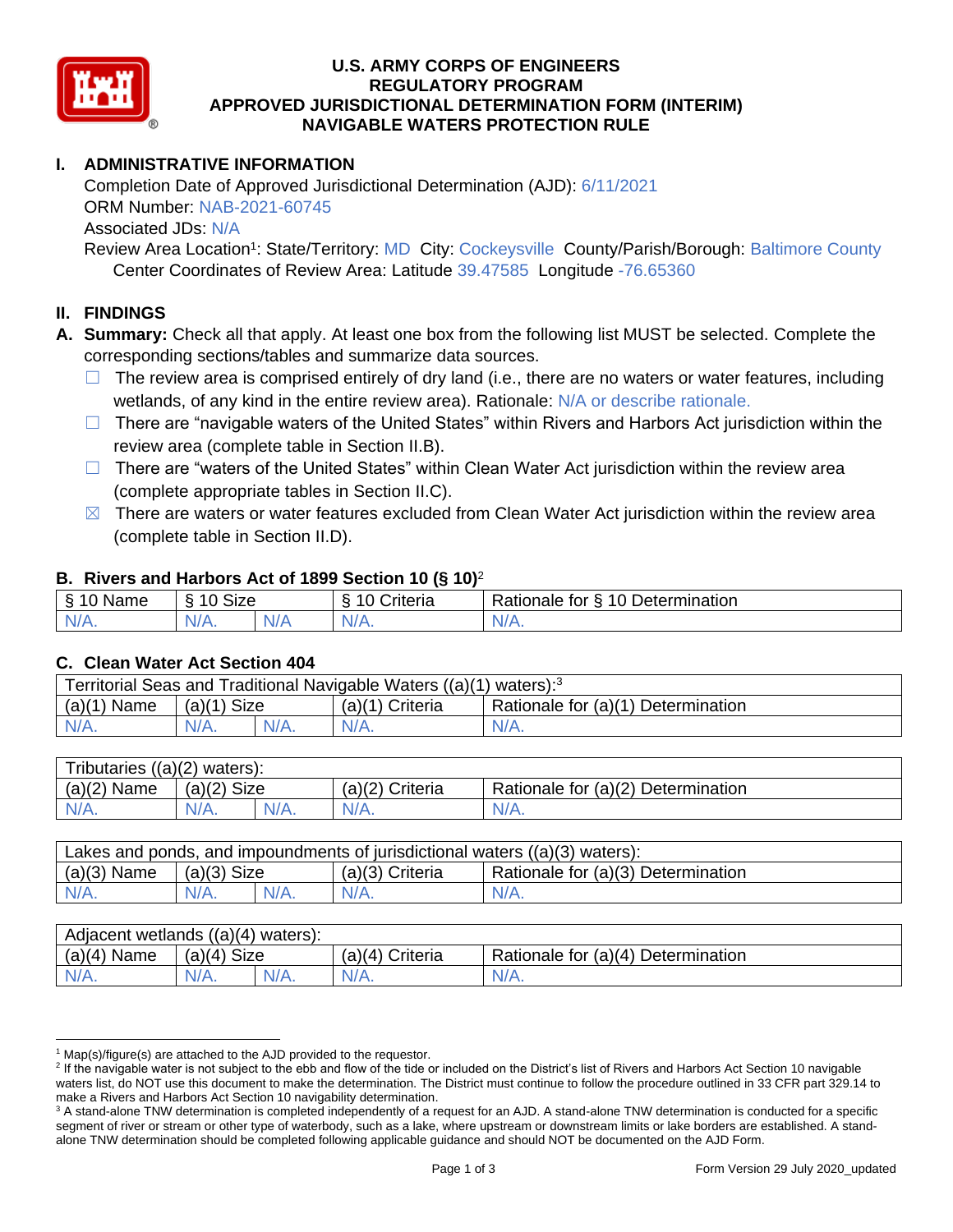# U.S. ARMY CORPS OF ENGINEERS
# REGULATORY PROGRAM
# APPROVED JURISDICTIONAL DETERMINATION FORM (INTERIM)
# NAVIGABLE WATERS PROTECTION RULE

## I. ADMINISTRATIVE INFORMATION

Completion Date of Approved Jurisdictional Determination (AJD): 6/11/2021
ORM Number: NAB-2021-60745
Associated JDs: N/A
Review Area Location[1]: State/Territory: MD City: Cockeysville County/Parish/Borough: Baltimore County
Center Coordinates of Review Area: Latitude 39.47585 Longitude -76.65360

## II. FINDINGS

**A. Summary:** Check all that apply. At least one box from the following list MUST be selected. Complete the corresponding sections/tables and summarize data sources.

- ☐ The review area is comprised entirely of dry land (i.e., there are no waters or water features, including wetlands, of any kind in the entire review area). Rationale: N/A or describe rationale.
- ☐ There are "navigable waters of the United States" within Rivers and Harbors Act jurisdiction within the review area (complete table in Section II.B).
- ☐ There are "waters of the United States" within Clean Water Act jurisdiction within the review area (complete appropriate tables in Section II.C).
- ☒ There are waters or water features excluded from Clean Water Act jurisdiction within the review area (complete table in Section II.D).

### B. Rivers and Harbors Act of 1899 Section 10 (§ 10)[2]

| § 10 Name | § 10 Size | | § 10 Criteria | Rationale for § 10 Determination |
|---|---|---|---|---|
| N/A. | N/A. | N/A | N/A. | N/A. |

### C. Clean Water Act Section 404

| Territorial Seas and Traditional Navigable Waters ((a)(1) waters):[3] | | | | |
|---|---|---|---|---|
| (a)(1) Name | (a)(1) Size | | (a)(1) Criteria | Rationale for (a)(1) Determination |
| N/A. | N/A. | N/A. | N/A. | N/A. |

| Tributaries ((a)(2) waters): | | | | |
|---|---|---|---|---|
| (a)(2) Name | (a)(2) Size | | (a)(2) Criteria | Rationale for (a)(2) Determination |
| N/A. | N/A. | N/A. | N/A. | N/A. |

| Lakes and ponds, and impoundments of jurisdictional waters ((a)(3) waters): | | | | |
|---|---|---|---|---|
| (a)(3) Name | (a)(3) Size | | (a)(3) Criteria | Rationale for (a)(3) Determination |
| N/A. | N/A. | N/A. | N/A. | N/A. |

| Adjacent wetlands ((a)(4) waters): | | | | |
|---|---|---|---|---|
| (a)(4) Name | (a)(4) Size | | (a)(4) Criteria | Rationale for (a)(4) Determination |
| N/A. | N/A. | N/A. | N/A. | N/A. |

---

[1] Map(s)/figure(s) are attached to the AJD provided to the requestor.

[2] If the navigable water is not subject to the ebb and flow of the tide or included on the District's list of Rivers and Harbors Act Section 10 navigable waters list, do NOT use this document to make the determination. The District must continue to follow the procedure outlined in 33 CFR part 329.14 to make a Rivers and Harbors Act Section 10 navigability determination.

[3] A stand-alone TNW determination is completed independently of a request for an AJD. A stand-alone TNW determination is conducted for a specific segment of river or stream or other type of waterbody, such as a lake, where upstream or downstream limits or lake borders are established. A stand-alone TNW determination should be completed following applicable guidance and should NOT be documented on the AJD Form.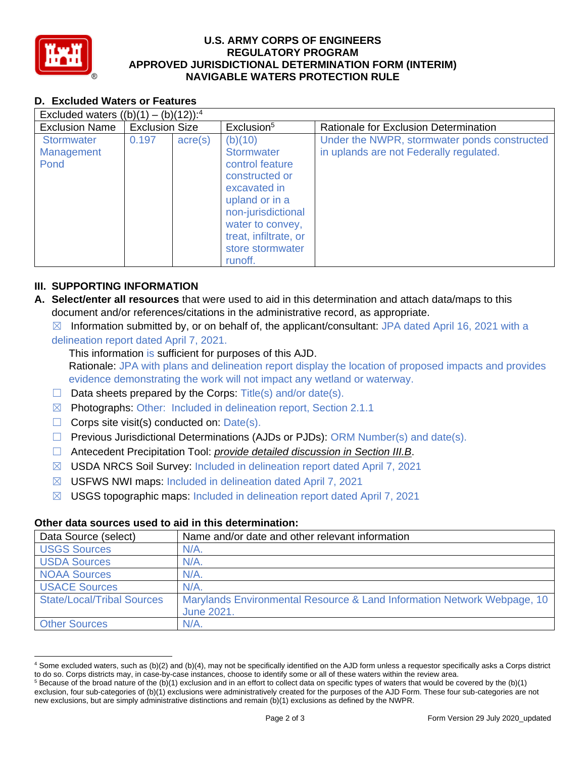**U.S. ARMY CORPS OF ENGINEERS**
**REGULATORY PROGRAM**
**APPROVED JURISDICTIONAL DETERMINATION FORM (INTERIM)**
**NAVIGABLE WATERS PROTECTION RULE**

## D. Excluded Waters or Features

| Excluded waters ((b)(1) – (b)(12)):[4] | | | | |
|---|---|---|---|---|
| Exclusion Name | Exclusion Size | | Exclusion[5] | Rationale for Exclusion Determination |
| Stormwater Management Pond | 0.197 | acre(s) | (b)(10) Stormwater control feature constructed or excavated in upland or in a non-jurisdictional water to convey, treat, infiltrate, or store stormwater runoff. | Under the NWPR, stormwater ponds constructed in uplands are not Federally regulated. |

## III. SUPPORTING INFORMATION

**A. Select/enter all resources** that were used to aid in this determination and attach data/maps to this document and/or references/citations in the administrative record, as appropriate.

☒ Information submitted by, or on behalf of, the applicant/consultant: JPA dated April 16, 2021 with a delineation report dated April 7, 2021.
This information is sufficient for purposes of this AJD.
Rationale: JPA with plans and delineation report display the location of proposed impacts and provides evidence demonstrating the work will not impact any wetland or waterway.

☐ Data sheets prepared by the Corps: Title(s) and/or date(s).

☒ Photographs: Other: Included in delineation report, Section 2.1.1

☐ Corps site visit(s) conducted on: Date(s).

☐ Previous Jurisdictional Determinations (AJDs or PJDs): ORM Number(s) and date(s).

☐ Antecedent Precipitation Tool: *provide detailed discussion in Section III.B*.

☒ USDA NRCS Soil Survey: Included in delineation report dated April 7, 2021

☒ USFWS NWI maps: Included in delineation dated April 7, 2021

☒ USGS topographic maps: Included in delineation report dated April 7, 2021

### Other data sources used to aid in this determination:

| Data Source (select) | Name and/or date and other relevant information |
|---|---|
| USGS Sources | N/A. |
| USDA Sources | N/A. |
| NOAA Sources | N/A. |
| USACE Sources | N/A. |
| State/Local/Tribal Sources | Marylands Environmental Resource & Land Information Network Webpage, 10 June 2021. |
| Other Sources | N/A. |

[4] Some excluded waters, such as (b)(2) and (b)(4), may not be specifically identified on the AJD form unless a requestor specifically asks a Corps district to do so. Corps districts may, in case-by-case instances, choose to identify some or all of these waters within the review area.
[5] Because of the broad nature of the (b)(1) exclusion and in an effort to collect data on specific types of waters that would be covered by the (b)(1) exclusion, four sub-categories of (b)(1) exclusions were administratively created for the purposes of the AJD Form. These four sub-categories are not new exclusions, but are simply administrative distinctions and remain (b)(1) exclusions as defined by the NWPR.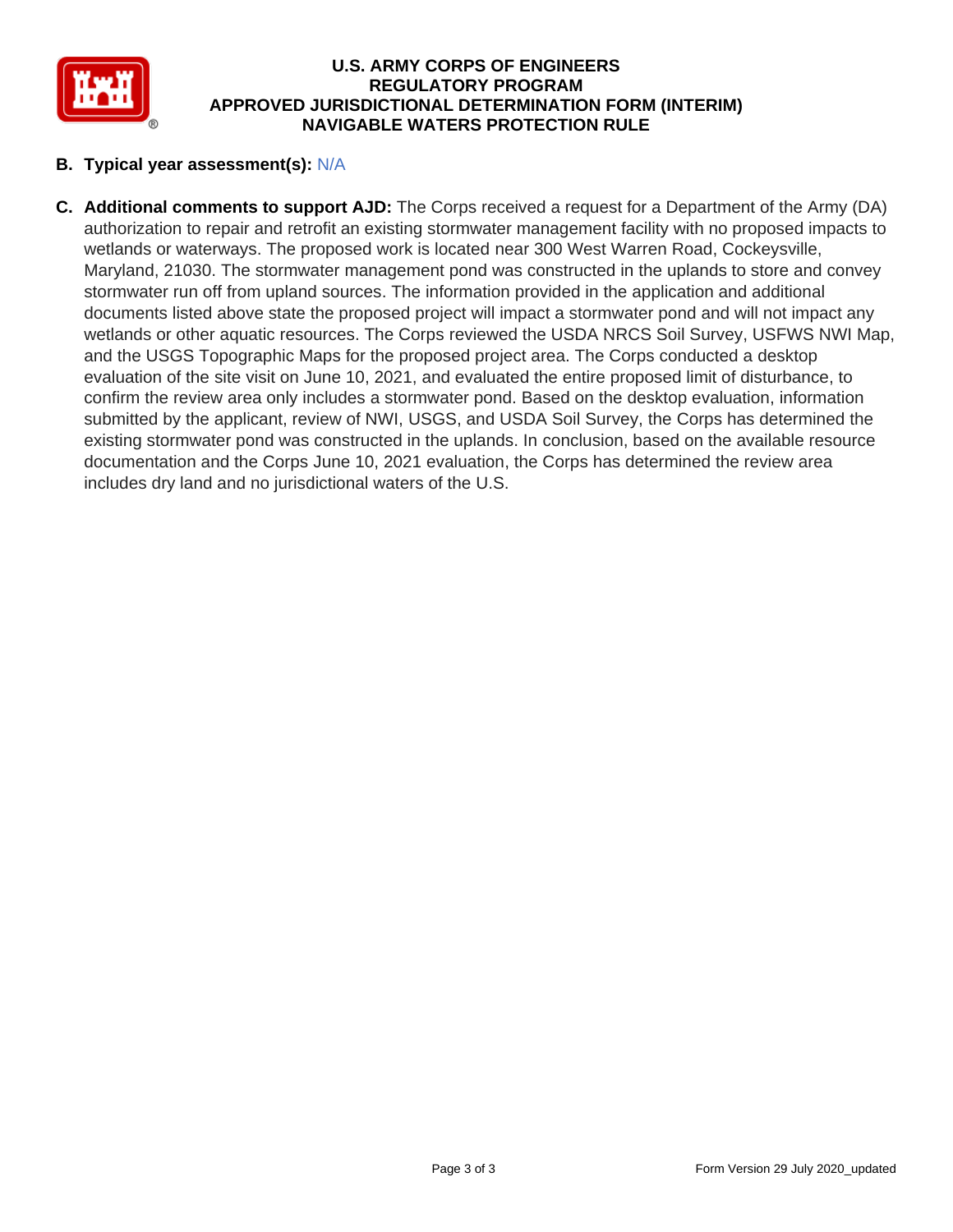- **B. Typical year assessment(s):** N/A

- **C. Additional comments to support AJD:** The Corps received a request for a Department of the Army (DA) authorization to repair and retrofit an existing stormwater management facility with no proposed impacts to wetlands or waterways. The proposed work is located near 300 West Warren Road, Cockeysville, Maryland, 21030. The stormwater management pond was constructed in the uplands to store and convey stormwater run off from upland sources. The information provided in the application and additional documents listed above state the proposed project will impact a stormwater pond and will not impact any wetlands or other aquatic resources. The Corps reviewed the USDA NRCS Soil Survey, USFWS NWI Map, and the USGS Topographic Maps for the proposed project area. The Corps conducted a desktop evaluation of the site visit on June 10, 2021, and evaluated the entire proposed limit of disturbance, to confirm the review area only includes a stormwater pond. Based on the desktop evaluation, information submitted by the applicant, review of NWI, USGS, and USDA Soil Survey, the Corps has determined the existing stormwater pond was constructed in the uplands. In conclusion, based on the available resource documentation and the Corps June 10, 2021 evaluation, the Corps has determined the review area includes dry land and no jurisdictional waters of the U.S.